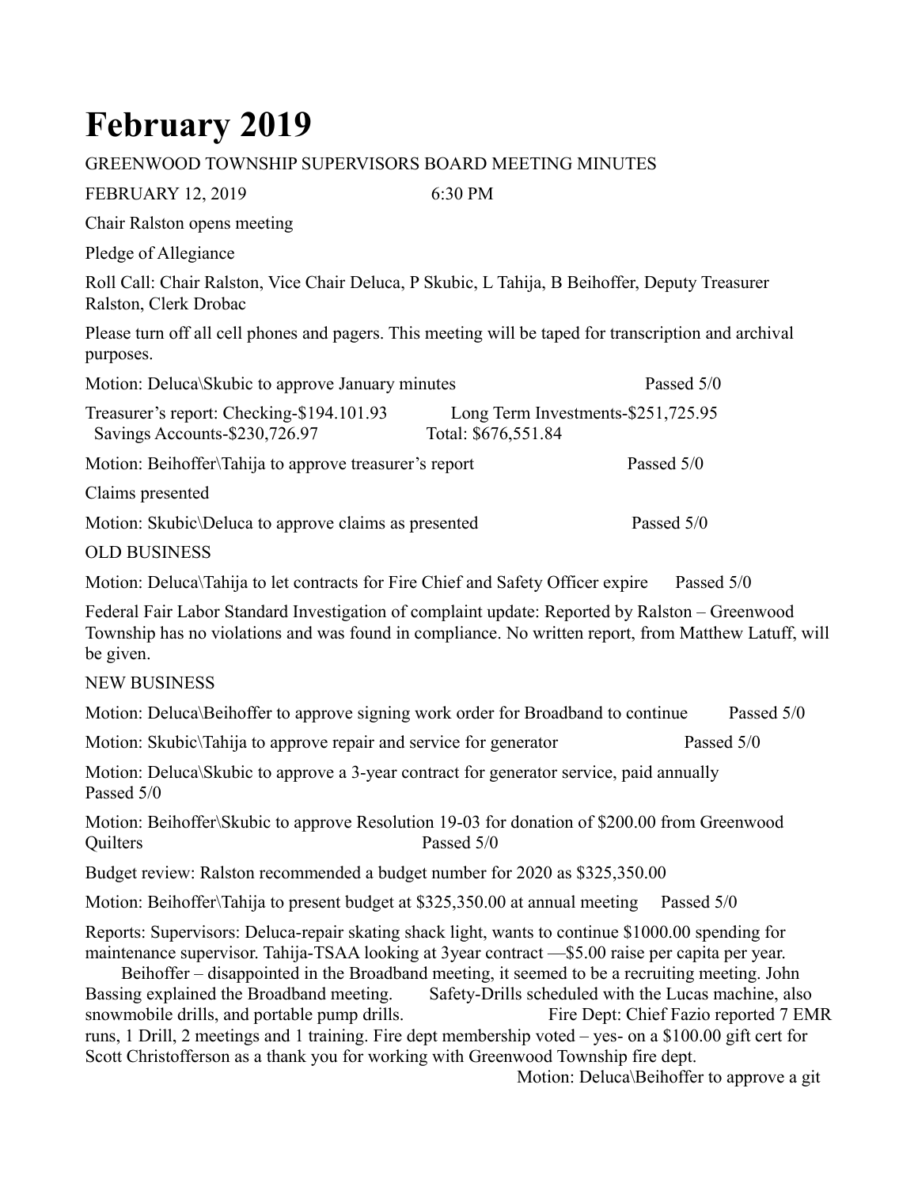# February 2019

GREENWOOD TOWNSHIP SUPERVISORS BOARD MEETING MINUTES

FEBRUARY 12, 2019 6:30 PM

Chair Ralston opens meeting

Pledge of Allegiance

Roll Call: Chair Ralston, Vice Chair Deluca, P Skubic, L Tahija, B Beihoffer, Deputy Treasurer Ralston, Clerk Drobac

Please turn off all cell phones and pagers. This meeting will be taped for transcription and archival purposes.

Motion: Deluca\Skubic to approve January minutes Passed 5/0

Treasurer's report: Checking-$194.101.93 Long Term Investments-$251,725.95
Savings Accounts-$230,726.97 Total: $676,551.84

Motion: Beihoffer\Tahija to approve treasurer's report Passed 5/0

Claims presented

Motion: Skubic\Deluca to approve claims as presented Passed 5/0

OLD BUSINESS

Motion: Deluca\Tahija to let contracts for Fire Chief and Safety Officer expire Passed 5/0

Federal Fair Labor Standard Investigation of complaint update: Reported by Ralston – Greenwood Township has no violations and was found in compliance. No written report, from Matthew Latuff, will be given.

NEW BUSINESS

Motion: Deluca\Beihoffer to approve signing work order for Broadband to continue Passed 5/0

Motion: Skubic\Tahija to approve repair and service for generator Passed 5/0

Motion: Deluca\Skubic to approve a 3-year contract for generator service, paid annually Passed 5/0

Motion: Beihoffer\Skubic to approve Resolution 19-03 for donation of $200.00 from Greenwood Quilters Passed 5/0

Budget review: Ralston recommended a budget number for 2020 as $325,350.00

Motion: Beihoffer\Tahija to present budget at $325,350.00 at annual meeting Passed 5/0

Reports: Supervisors: Deluca-repair skating shack light, wants to continue $1000.00 spending for maintenance supervisor. Tahija-TSAA looking at 3year contract —$5.00 raise per capita per year.
Beihoffer – disappointed in the Broadband meeting, it seemed to be a recruiting meeting. John Bassing explained the Broadband meeting. Safety-Drills scheduled with the Lucas machine, also snowmobile drills, and portable pump drills. Fire Dept: Chief Fazio reported 7 EMR runs, 1 Drill, 2 meetings and 1 training. Fire dept membership voted – yes- on a $100.00 gift cert for Scott Christofferson as a thank you for working with Greenwood Township fire dept.
Motion: Deluca\Beihoffer to approve a git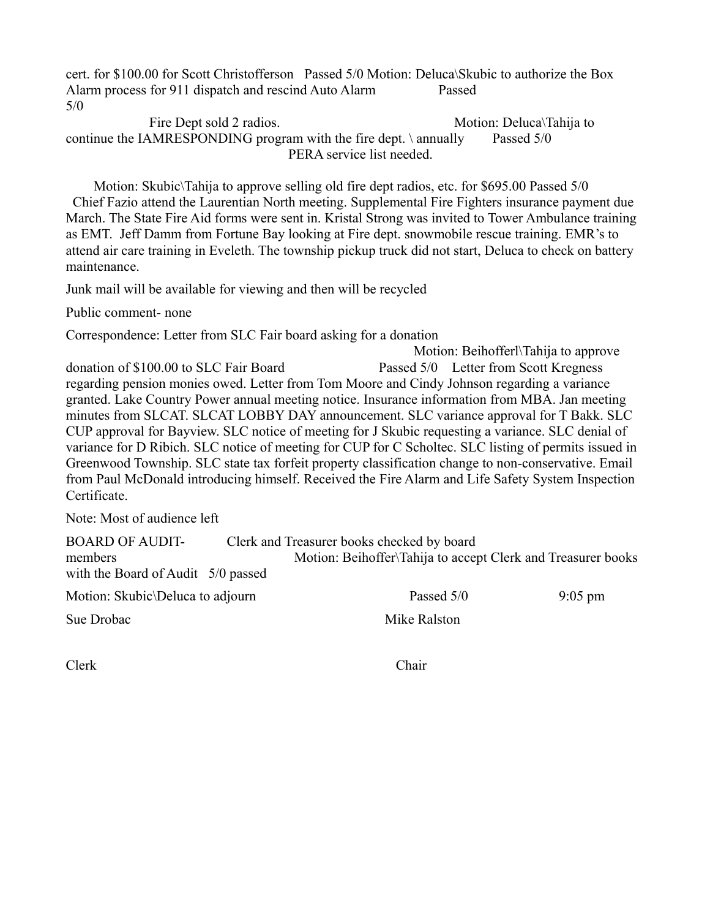cert. for $100.00 for Scott Christofferson Passed 5/0 Motion: Deluca\Skubic to authorize the Box Alarm process for 911 dispatch and rescind Auto Alarm Passed 5/0

Fire Dept sold 2 radios. Motion: Deluca\Tahija to continue the IAMRESPONDING program with the fire dept. \ annually Passed 5/0 PERA service list needed.

Motion: Skubic\Tahija to approve selling old fire dept radios, etc. for $695.00 Passed 5/0 Chief Fazio attend the Laurentian North meeting. Supplemental Fire Fighters insurance payment due March. The State Fire Aid forms were sent in. Kristal Strong was invited to Tower Ambulance training as EMT. Jeff Damm from Fortune Bay looking at Fire dept. snowmobile rescue training. EMR's to attend air care training in Eveleth. The township pickup truck did not start, Deluca to check on battery maintenance.

Junk mail will be available for viewing and then will be recycled

Public comment- none

Correspondence: Letter from SLC Fair board asking for a donation

Motion: Beihofferl\Tahija to approve donation of $100.00 to SLC Fair Board Passed 5/0 Letter from Scott Kregness regarding pension monies owed. Letter from Tom Moore and Cindy Johnson regarding a variance granted. Lake Country Power annual meeting notice. Insurance information from MBA. Jan meeting minutes from SLCAT. SLCAT LOBBY DAY announcement. SLC variance approval for T Bakk. SLC CUP approval for Bayview. SLC notice of meeting for J Skubic requesting a variance. SLC denial of variance for D Ribich. SLC notice of meeting for CUP for C Scholtec. SLC listing of permits issued in Greenwood Township. SLC state tax forfeit property classification change to non-conservative. Email from Paul McDonald introducing himself. Received the Fire Alarm and Life Safety System Inspection Certificate.

Note: Most of audience left

BOARD OF AUDIT- Clerk and Treasurer books checked by board members Motion: Beihoffer\Tahija to accept Clerk and Treasurer books with the Board of Audit 5/0 passed

Motion: Skubic\Deluca to adjourn Passed 5/0 9:05 pm

Sue Drobac Mike Ralston

Clerk Chair